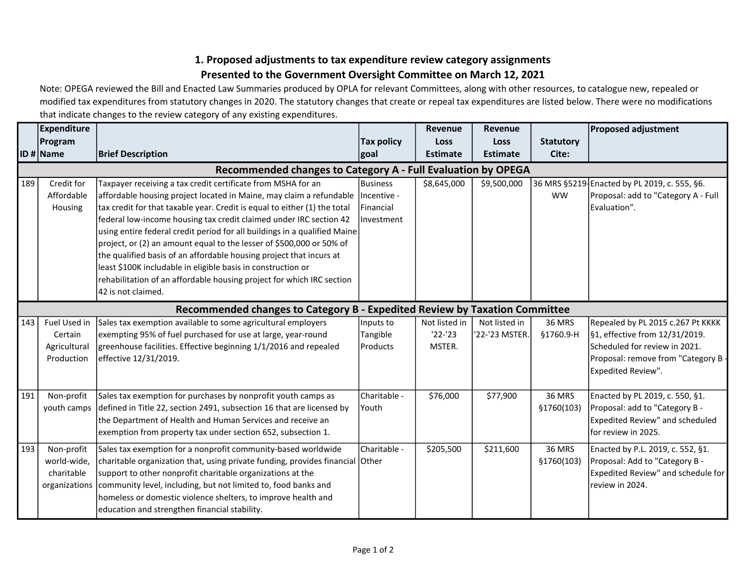# 1. Proposed adjustments to tax expenditure review category assignments

## Presented to the Government Oversight Committee on March 12, 2021

Note: OPEGA reviewed the Bill and Enacted Law Summaries produced by OPLA for relevant Committees, along with other resources, to catalogue new, repealed or modified tax expenditures from statutory changes in 2020. The statutory changes that create or repeal tax expenditures are listed below. There were no modifications that indicate changes to the review category of any existing expenditures.

| ID # | Expenditure Program Name | Brief Description | Tax policy goal | Revenue Loss Estimate | Revenue Loss Estimate | Statutory Cite: | Proposed adjustment |
|---|---|---|---|---|---|---|---|
| **Recommended changes to Category A - Full Evaluation by OPEGA** | | | | | | | |
| 189 | Credit for Affordable Housing | Taxpayer receiving a tax credit certificate from MSHA for an affordable housing project located in Maine, may claim a refundable tax credit for that taxable year. Credit is equal to either (1) the total federal low-income housing tax credit claimed under IRC section 42 using entire federal credit period for all buildings in a qualified Maine project, or (2) an amount equal to the lesser of $500,000 or 50% of the qualified basis of an affordable housing project that incurs at least $100K includable in eligible basis in construction or rehabilitation of an affordable housing project for which IRC section 42 is not claimed. | Business Incentive - Financial Investment | $8,645,000 | $9,500,000 | 36 MRS §5219-WW | Enacted by PL 2019, c. 555, §6. Proposal: add to "Category A - Full Evaluation". |
| **Recommended changes to Category B - Expedited Review by Taxation Committee** | | | | | | | |
| 143 | Fuel Used in Certain Agricultural Production | Sales tax exemption available to some agricultural employers exempting 95% of fuel purchased for use at large, year-round greenhouse facilities. Effective beginning 1/1/2016 and repealed effective 12/31/2019. | Inputs to Tangible Products | Not listed in '22-'23 MSTER. | Not listed in '22-'23 MSTER. | 36 MRS §1760.9-H | Repealed by PL 2015 c.267 Pt KKKK §1, effective from 12/31/2019. Scheduled for review in 2021. Proposal: remove from "Category B - Expedited Review". |
| 191 | Non-profit youth camps | Sales tax exemption for purchases by nonprofit youth camps as defined in Title 22, section 2491, subsection 16 that are licensed by the Department of Health and Human Services and receive an exemption from property tax under section 652, subsection 1. | Charitable - Youth | $76,000 | $77,900 | 36 MRS §1760(103) | Enacted by PL 2019, c. 550, §1. Proposal: add to "Category B - Expedited Review" and scheduled for review in 2025. |
| 193 | Non-profit world-wide, charitable organizations | Sales tax exemption for a nonprofit community-based worldwide charitable organization that, using private funding, provides financial support to other nonprofit charitable organizations at the community level, including, but not limited to, food banks and homeless or domestic violence shelters, to improve health and education and strengthen financial stability. | Charitable - Other | $205,500 | $211,600 | 36 MRS §1760(103) | Enacted by P.L. 2019, c. 552, §1. Proposal: Add to "Category B - Expedited Review" and schedule for review in 2024. |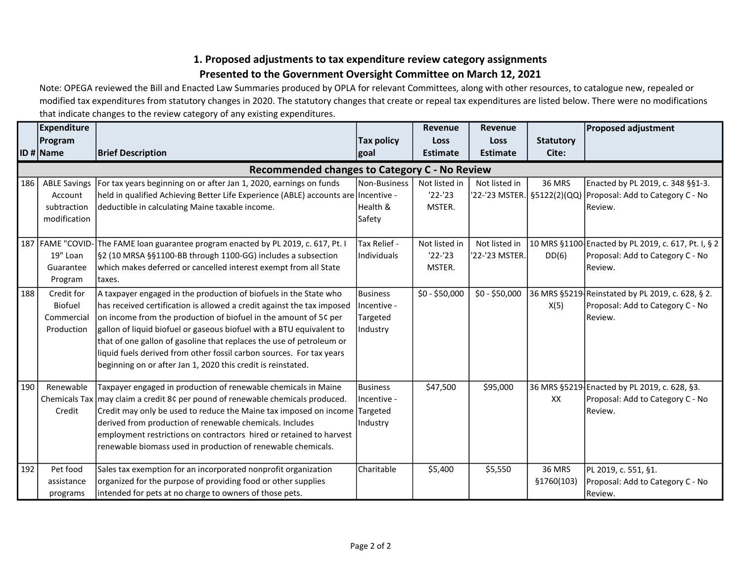## 1. Proposed adjustments to tax expenditure review category assignments

## Presented to the Government Oversight Committee on March 12, 2021

Note: OPEGA reviewed the Bill and Enacted Law Summaries produced by OPLA for relevant Committees, along with other resources, to catalogue new, repealed or modified tax expenditures from statutory changes in 2020. The statutory changes that create or repeal tax expenditures are listed below. There were no modifications that indicate changes to the review category of any existing expenditures.

| ID # | Expenditure Program Name | Brief Description | Tax policy goal | Revenue Loss Estimate | Revenue Loss Estimate | Statutory Cite: | Proposed adjustment |
|---|---|---|---|---|---|---|---|
| **Recommended changes to Category C - No Review** | | | | | | | |
| 186 | ABLE Savings Account subtraction modification | For tax years beginning on or after Jan 1, 2020, earnings on funds held in qualified Achieving Better Life Experience (ABLE) accounts are deductible in calculating Maine taxable income. | Non-Business Incentive - Health & Safety | Not listed in '22-'23 MSTER. | Not listed in '22-'23 MSTER. | 36 MRS §5122(2)(QQ) | Enacted by PL 2019, c. 348 §§1-3. Proposal: Add to Category C - No Review. |
| 187 | FAME "COVID-19" Loan Guarantee Program | The FAME loan guarantee program enacted by PL 2019, c. 617, Pt. I §2 (10 MRSA §§1100-BB through 1100-GG) includes a subsection which makes deferred or cancelled interest exempt from all State taxes. | Tax Relief - Individuals | Not listed in '22-'23 MSTER. | Not listed in '22-'23 MSTER. | 10 MRS §1100-DD(6) | Enacted by PL 2019, c. 617, Pt. I, § 2 Proposal: Add to Category C - No Review. |
| 188 | Credit for Biofuel Commercial Production | A taxpayer engaged in the production of biofuels in the State who has received certification is allowed a credit against the tax imposed on income from the production of biofuel in the amount of 5¢ per gallon of liquid biofuel or gaseous biofuel with a BTU equivalent to that of one gallon of gasoline that replaces the use of petroleum or liquid fuels derived from other fossil carbon sources. For tax years beginning on or after Jan 1, 2020 this credit is reinstated. | Business Incentive - Targeted Industry | $0 - $50,000 | $0 - $50,000 | 36 MRS §5219-X(5) | Reinstated by PL 2019, c. 628, § 2. Proposal: Add to Category C - No Review. |
| 190 | Renewable Chemicals Tax Credit | Taxpayer engaged in production of renewable chemicals in Maine may claim a credit 8¢ per pound of renewable chemicals produced. Credit may only be used to reduce the Maine tax imposed on income derived from production of renewable chemicals. Includes employment restrictions on contractors hired or retained to harvest renewable biomass used in production of renewable chemicals. | Business Incentive - Targeted Industry | $47,500 | $95,000 | 36 MRS §5219-XX | Enacted by PL 2019, c. 628, §3. Proposal: Add to Category C - No Review. |
| 192 | Pet food assistance programs | Sales tax exemption for an incorporated nonprofit organization organized for the purpose of providing food or other supplies intended for pets at no charge to owners of those pets. | Charitable | $5,400 | $5,550 | 36 MRS §1760(103) | PL 2019, c. 551, §1. Proposal: Add to Category C - No Review. |